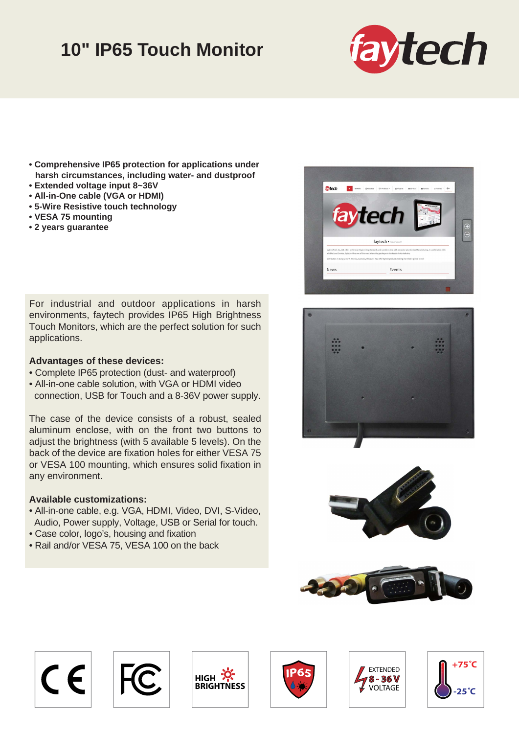# 10" IP65 Touch Monitor

- **Comprehensive IP65 protection for applications under harsh circumstances, including water- and dustproof**
- **Extended voltage input 8~36V**
- **All-in-One cable (VGA or HDMI)**
- **5-Wire Resistive touch technology**
- **VESA 75 mounting**
- **2 years guarantee**

For industrial and outdoor applications in harsh environments, faytech provides IP65 High Brightness Touch Monitors, which are the perfect solution for such applications.

**Advantages of these devices:**

- Complete IP65 protection (dust- and waterproof)
- All-in-one cable solution, with VGA or HDMI video connection, USB for Touch and a 8-36V power supply.

The case of the device consists of a robust, sealed aluminum enclosure, with on the front two buttons to adjust the brightness (with 5 available 5 levels). On the back of the device are fixation holes for either VESA 75 or VESA 100 mounting, which ensures solid fixation in any environment.

**Available customizations:**

- All-in-one cable, e.g. VGA, HDMI, Video, DVI, S-Video, Audio, Power supply, Voltage, USB or Serial for touch.
- Case color, logo's, housing and fixation
- Rail and/or VESA 75, VESA 100 on the back

CE | FC | HIGH BRIGHTNESS | IP65 | EXTENDED 8 - 36 V VOLTAGE | +75°C -25°C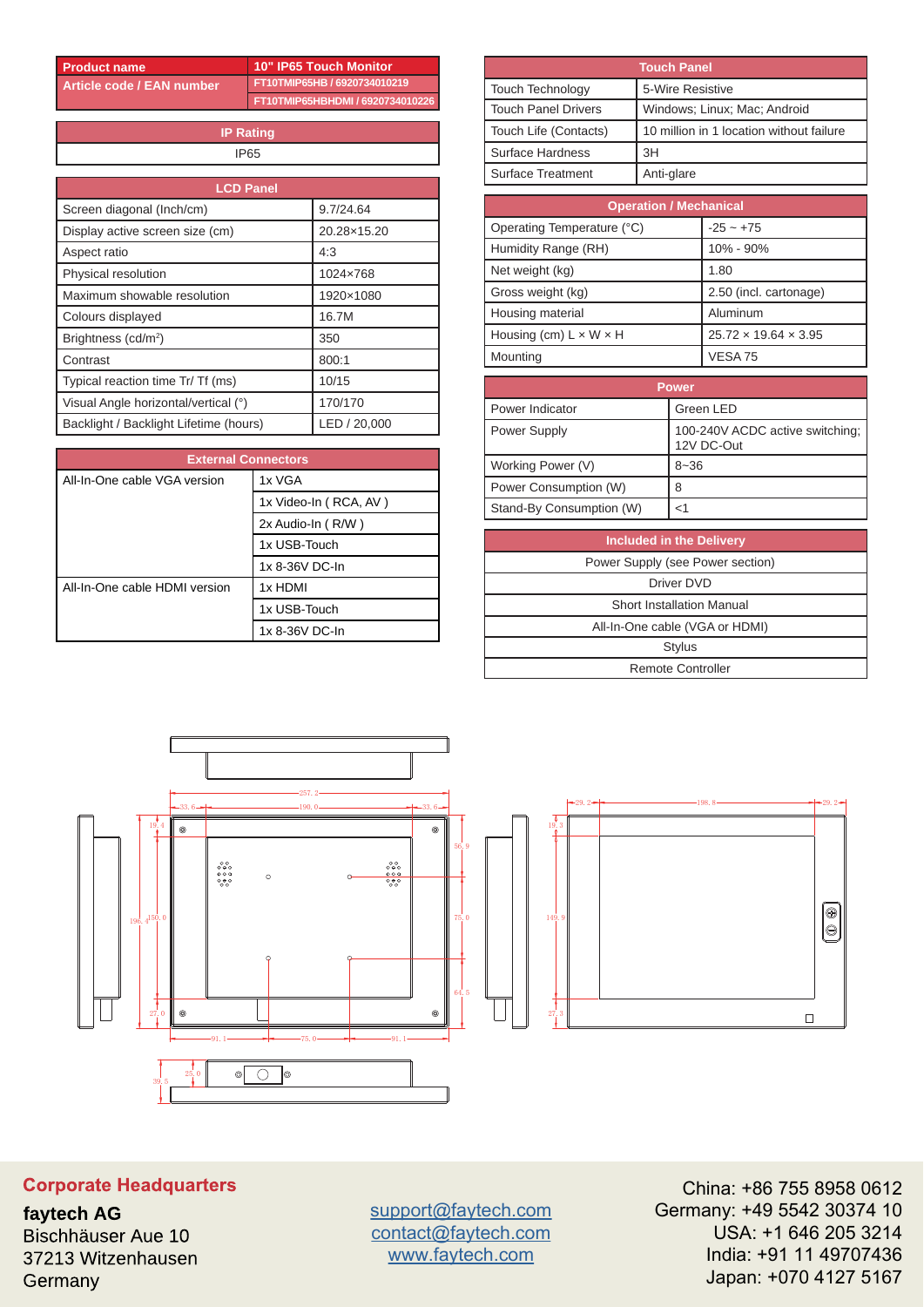| | |
|---|---|
| **Product name** | **10" IP65 Touch Monitor** |
| **Article code / EAN number** | FT10TMIP65HB / 6920734010219 |
| | FT10TMIP65HBHDMI / 6920734010226 |

| IP Rating |
|---|
| IP65 |

| LCD Panel | |
|---|---|
| Screen diagonal (Inch/cm) | 9.7/24.64 |
| Display active screen size (cm) | 20.28×15.20 |
| Aspect ratio | 4:3 |
| Physical resolution | 1024×768 |
| Maximum showable resolution | 1920×1080 |
| Colours displayed | 16.7M |
| Brightness (cd/m²) | 350 |
| Contrast | 800:1 |
| Typical reaction time Tr/ Tf (ms) | 10/15 |
| Visual Angle horizontal/vertical (°) | 170/170 |
| Backlight / Backlight Lifetime (hours) | LED / 20,000 |

| External Connectors | |
|---|---|
| All-In-One cable VGA version | 1x VGA |
| | 1x Video-In ( RCA, AV ) |
| | 2x Audio-In ( R/W ) |
| | 1x USB-Touch |
| | 1x 8-36V DC-In |
| All-In-One cable HDMI version | 1x HDMI |
| | 1x USB-Touch |
| | 1x 8-36V DC-In |

| Touch Panel | |
|---|---|
| Touch Technology | 5-Wire Resistive |
| Touch Panel Drivers | Windows; Linux; Mac; Android |
| Touch Life (Contacts) | 10 million in 1 location without failure |
| Surface Hardness | 3H |
| Surface Treatment | Anti-glare |

| Operation / Mechanical | |
|---|---|
| Operating Temperature (°C) | -25 ~ +75 |
| Humidity Range (RH) | 10% - 90% |
| Net weight (kg) | 1.80 |
| Gross weight (kg) | 2.50 (incl. cartonage) |
| Housing material | Aluminum |
| Housing (cm) L × W × H | 25.72 × 19.64 × 3.95 |
| Mounting | VESA 75 |

| Power | |
|---|---|
| Power Indicator | Green LED |
| Power Supply | 100-240V ACDC active switching; 12V DC-Out |
| Working Power (V) | 8~36 |
| Power Consumption (W) | 8 |
| Stand-By Consumption (W) | <1 |

| Included in the Delivery |
|---|
| Power Supply (see Power section) |
| Driver DVD |
| Short Installation Manual |
| All-In-One cable (VGA or HDMI) |
| Stylus |
| Remote Controller |

257.2
33.6 190.0 33.6
19.4
56.9
196.4 150.0
75.0
64.5
27.0
91.1 75.0 91.1
29.2 198.8 29.2
19.3
149.9
27.3
39.5 25.0

**Corporate Headquarters**

**faytech AG**
Bischhäuser Aue 10
37213 Witzenhausen
Germany

support@faytech.com
contact@faytech.com
www.faytech.com

China: +86 755 8958 0612
Germany: +49 5542 30374 10
USA: +1 646 205 3214
India: +91 11 49707436
Japan: +070 4127 5167